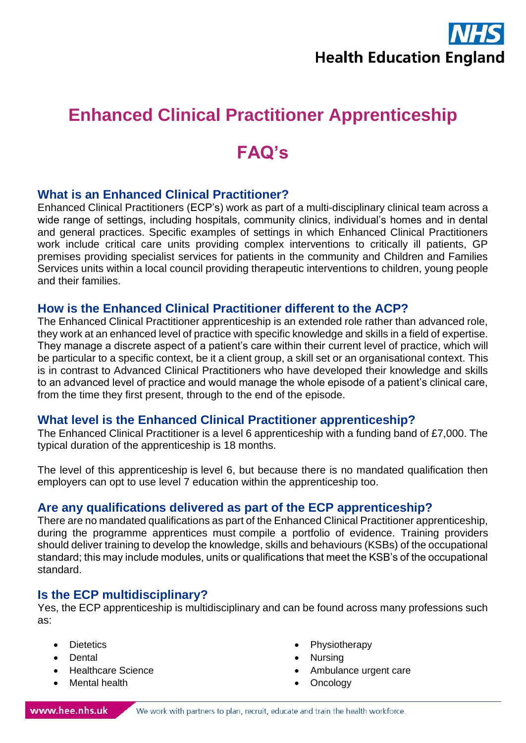# Enhanced Clinical Practitioner Apprenticeship

# FAQ's

## What is an Enhanced Clinical Practitioner?

Enhanced Clinical Practitioners (ECP's) work as part of a multi-disciplinary clinical team across a wide range of settings, including hospitals, community clinics, individual's homes and in dental and general practices. Specific examples of settings in which Enhanced Clinical Practitioners work include critical care units providing complex interventions to critically ill patients, GP premises providing specialist services for patients in the community and Children and Families Services units within a local council providing therapeutic interventions to children, young people and their families.

## How is the Enhanced Clinical Practitioner different to the ACP?

The Enhanced Clinical Practitioner apprenticeship is an extended role rather than advanced role, they work at an enhanced level of practice with specific knowledge and skills in a field of expertise. They manage a discrete aspect of a patient's care within their current level of practice, which will be particular to a specific context, be it a client group, a skill set or an organisational context. This is in contrast to Advanced Clinical Practitioners who have developed their knowledge and skills to an advanced level of practice and would manage the whole episode of a patient's clinical care, from the time they first present, through to the end of the episode.

## What level is the Enhanced Clinical Practitioner apprenticeship?

The Enhanced Clinical Practitioner is a level 6 apprenticeship with a funding band of £7,000. The typical duration of the apprenticeship is 18 months.

The level of this apprenticeship is level 6, but because there is no mandated qualification then employers can opt to use level 7 education within the apprenticeship too.

## Are any qualifications delivered as part of the ECP apprenticeship?

There are no mandated qualifications as part of the Enhanced Clinical Practitioner apprenticeship, during the programme apprentices must compile a portfolio of evidence. Training providers should deliver training to develop the knowledge, skills and behaviours (KSBs) of the occupational standard; this may include modules, units or qualifications that meet the KSB's of the occupational standard.

## Is the ECP multidisciplinary?

Yes, the ECP apprenticeship is multidisciplinary and can be found across many professions such as:

- Dietetics
- Dental
- Healthcare Science
- Mental health
- Physiotherapy
- Nursing
- Ambulance urgent care
- Oncology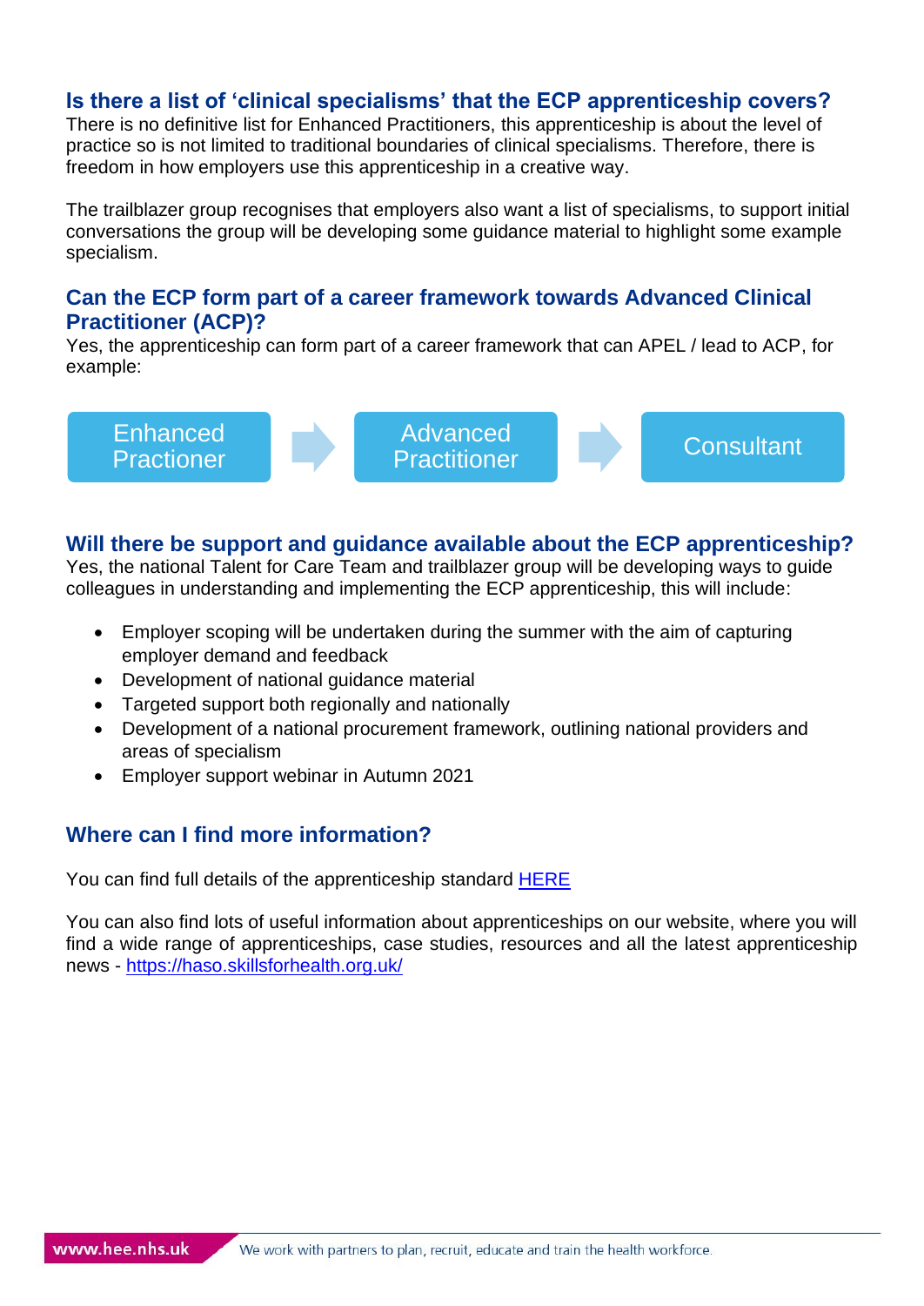## Is there a list of 'clinical specialisms' that the ECP apprenticeship covers?

There is no definitive list for Enhanced Practitioners, this apprenticeship is about the level of practice so is not limited to traditional boundaries of clinical specialisms. Therefore, there is freedom in how employers use this apprenticeship in a creative way.

The trailblazer group recognises that employers also want a list of specialisms, to support initial conversations the group will be developing some guidance material to highlight some example specialism.

## Can the ECP form part of a career framework towards Advanced Clinical Practitioner (ACP)?

Yes, the apprenticeship can form part of a career framework that can APEL / lead to ACP, for example:

Enhanced Practioner → Advanced Practitioner → Consultant

## Will there be support and guidance available about the ECP apprenticeship?

Yes, the national Talent for Care Team and trailblazer group will be developing ways to guide colleagues in understanding and implementing the ECP apprenticeship, this will include:

- Employer scoping will be undertaken during the summer with the aim of capturing employer demand and feedback
- Development of national guidance material
- Targeted support both regionally and nationally
- Development of a national procurement framework, outlining national providers and areas of specialism
- Employer support webinar in Autumn 2021

## Where can I find more information?

You can find full details of the apprenticeship standard HERE

You can also find lots of useful information about apprenticeships on our website, where you will find a wide range of apprenticeships, case studies, resources and all the latest apprenticeship news - https://haso.skillsforhealth.org.uk/